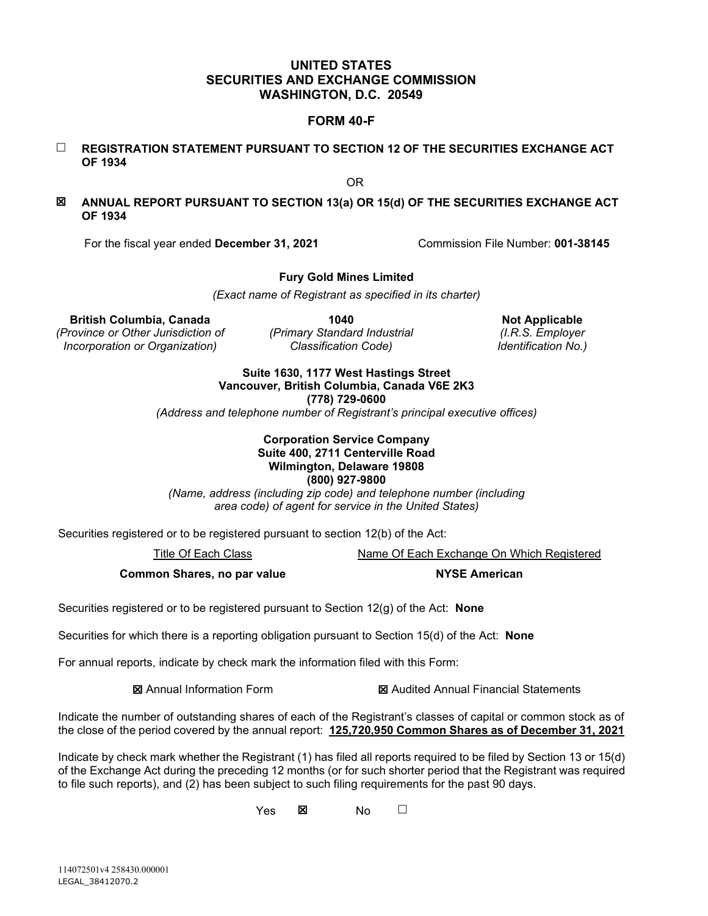# UNITED STATES
# SECURITIES AND EXCHANGE COMMISSION
# WASHINGTON, D.C. 20549

## FORM 40-F

☐ **REGISTRATION STATEMENT PURSUANT TO SECTION 12 OF THE SECURITIES EXCHANGE ACT OF 1934**

OR

☒ **ANNUAL REPORT PURSUANT TO SECTION 13(a) OR 15(d) OF THE SECURITIES EXCHANGE ACT OF 1934**

For the fiscal year ended **December 31, 2021** Commission File Number: **001-38145**

**Fury Gold Mines Limited**

*(Exact name of Registrant as specified in its charter)*

| **British Columbia, Canada** | **1040** | **Not Applicable** |
|---|---|---|
| *(Province or Other Jurisdiction of Incorporation or Organization)* | *(Primary Standard Industrial Classification Code)* | *(I.R.S. Employer Identification No.)* |

**Suite 1630, 1177 West Hastings Street**
**Vancouver, British Columbia, Canada V6E 2K3**
**(778) 729-0600**

*(Address and telephone number of Registrant's principal executive offices)*

**Corporation Service Company**
**Suite 400, 2711 Centerville Road**
**Wilmington, Delaware 19808**
**(800) 927-9800**

*(Name, address (including zip code) and telephone number (including area code) of agent for service in the United States)*

Securities registered or to be registered pursuant to section 12(b) of the Act:

| Title Of Each Class | Name Of Each Exchange On Which Registered |
|---|---|
| **Common Shares, no par value** | **NYSE American** |

Securities registered or to be registered pursuant to Section 12(g) of the Act: **None**

Securities for which there is a reporting obligation pursuant to Section 15(d) of the Act: **None**

For annual reports, indicate by check mark the information filed with this Form:

☒ Annual Information Form ☒ Audited Annual Financial Statements

Indicate the number of outstanding shares of each of the Registrant's classes of capital or common stock as of the close of the period covered by the annual report: **125,720,950 Common Shares as of December 31, 2021**

Indicate by check mark whether the Registrant (1) has filed all reports required to be filed by Section 13 or 15(d) of the Exchange Act during the preceding 12 months (or for such shorter period that the Registrant was required to file such reports), and (2) has been subject to such filing requirements for the past 90 days.

Yes ☒ No ☐

114072501v4 258430.000001
LEGAL_38412070.2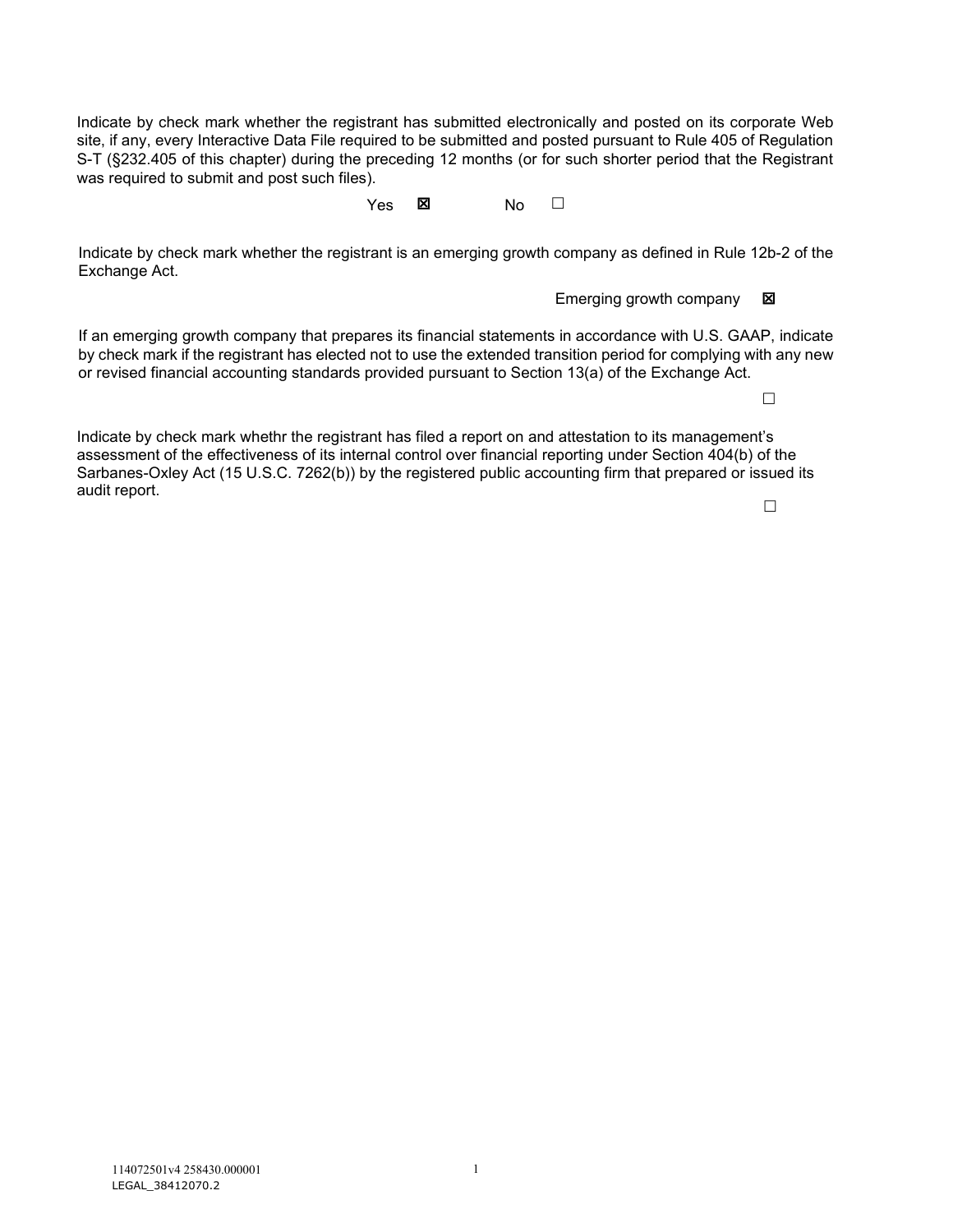Indicate by check mark whether the registrant has submitted electronically and posted on its corporate Web site, if any, every Interactive Data File required to be submitted and posted pursuant to Rule 405 of Regulation S-T (§232.405 of this chapter) during the preceding 12 months (or for such shorter period that the Registrant was required to submit and post such files).

Yes ☒ No ☐

Indicate by check mark whether the registrant is an emerging growth company as defined in Rule 12b-2 of the Exchange Act.

Emerging growth company ☒

If an emerging growth company that prepares its financial statements in accordance with U.S. GAAP, indicate by check mark if the registrant has elected not to use the extended transition period for complying with any new or revised financial accounting standards provided pursuant to Section 13(a) of the Exchange Act.

☐

Indicate by check mark whethr the registrant has filed a report on and attestation to its management's assessment of the effectiveness of its internal control over financial reporting under Section 404(b) of the Sarbanes-Oxley Act (15 U.S.C. 7262(b)) by the registered public accounting firm that prepared or issued its audit report.

☐

114072501v4 258430.000001
LEGAL_38412070.2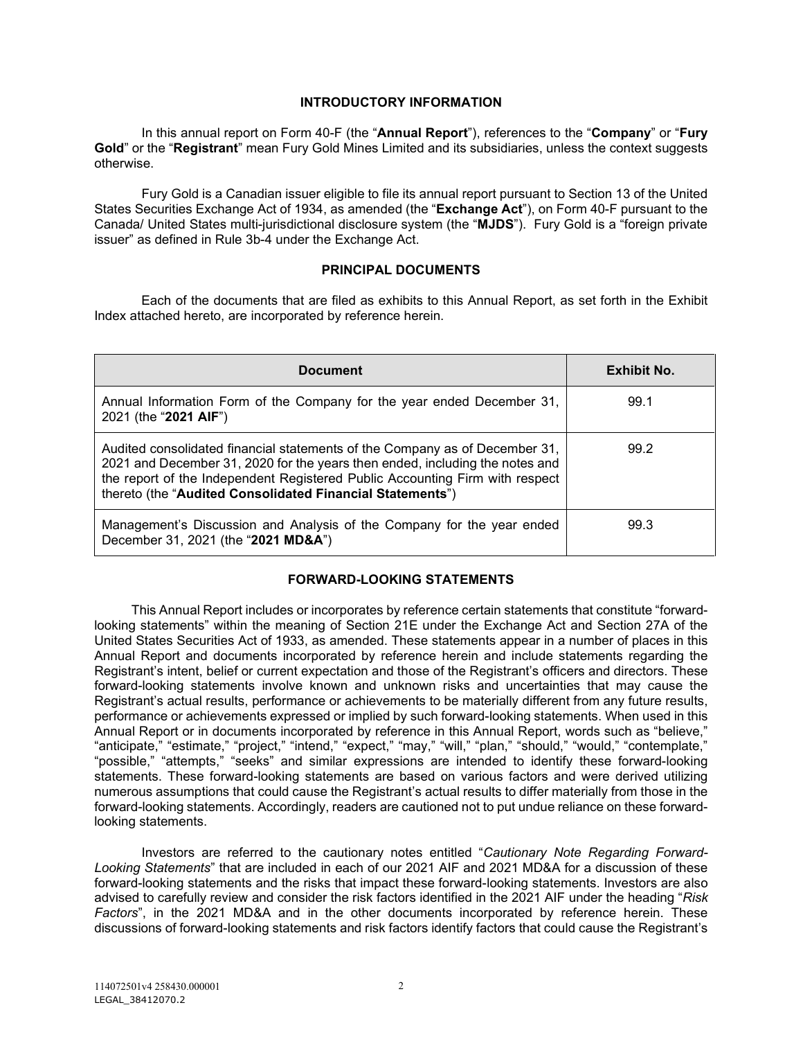## INTRODUCTORY INFORMATION

In this annual report on Form 40-F (the "**Annual Report**"), references to the "**Company**" or "**Fury Gold**" or the "**Registrant**" mean Fury Gold Mines Limited and its subsidiaries, unless the context suggests otherwise.

Fury Gold is a Canadian issuer eligible to file its annual report pursuant to Section 13 of the United States Securities Exchange Act of 1934, as amended (the "**Exchange Act**"), on Form 40-F pursuant to the Canada/ United States multi-jurisdictional disclosure system (the "**MJDS**"). Fury Gold is a "foreign private issuer" as defined in Rule 3b-4 under the Exchange Act.

## PRINCIPAL DOCUMENTS

Each of the documents that are filed as exhibits to this Annual Report, as set forth in the Exhibit Index attached hereto, are incorporated by reference herein.

| Document | Exhibit No. |
|---|---|
| Annual Information Form of the Company for the year ended December 31, 2021 (the "**2021 AIF**") | 99.1 |
| Audited consolidated financial statements of the Company as of December 31, 2021 and December 31, 2020 for the years then ended, including the notes and the report of the Independent Registered Public Accounting Firm with respect thereto (the "**Audited Consolidated Financial Statements**") | 99.2 |
| Management's Discussion and Analysis of the Company for the year ended December 31, 2021 (the "**2021 MD&A**") | 99.3 |

## FORWARD-LOOKING STATEMENTS

This Annual Report includes or incorporates by reference certain statements that constitute "forward-looking statements" within the meaning of Section 21E under the Exchange Act and Section 27A of the United States Securities Act of 1933, as amended. These statements appear in a number of places in this Annual Report and documents incorporated by reference herein and include statements regarding the Registrant's intent, belief or current expectation and those of the Registrant's officers and directors. These forward-looking statements involve known and unknown risks and uncertainties that may cause the Registrant's actual results, performance or achievements to be materially different from any future results, performance or achievements expressed or implied by such forward-looking statements. When used in this Annual Report or in documents incorporated by reference in this Annual Report, words such as "believe," "anticipate," "estimate," "project," "intend," "expect," "may," "will," "plan," "should," "would," "contemplate," "possible," "attempts," "seeks" and similar expressions are intended to identify these forward-looking statements. These forward-looking statements are based on various factors and were derived utilizing numerous assumptions that could cause the Registrant's actual results to differ materially from those in the forward-looking statements. Accordingly, readers are cautioned not to put undue reliance on these forward-looking statements.

Investors are referred to the cautionary notes entitled "*Cautionary Note Regarding Forward-Looking Statements*" that are included in each of our 2021 AIF and 2021 MD&A for a discussion of these forward-looking statements and the risks that impact these forward-looking statements. Investors are also advised to carefully review and consider the risk factors identified in the 2021 AIF under the heading "*Risk Factors*", in the 2021 MD&A and in the other documents incorporated by reference herein. These discussions of forward-looking statements and risk factors identify factors that could cause the Registrant's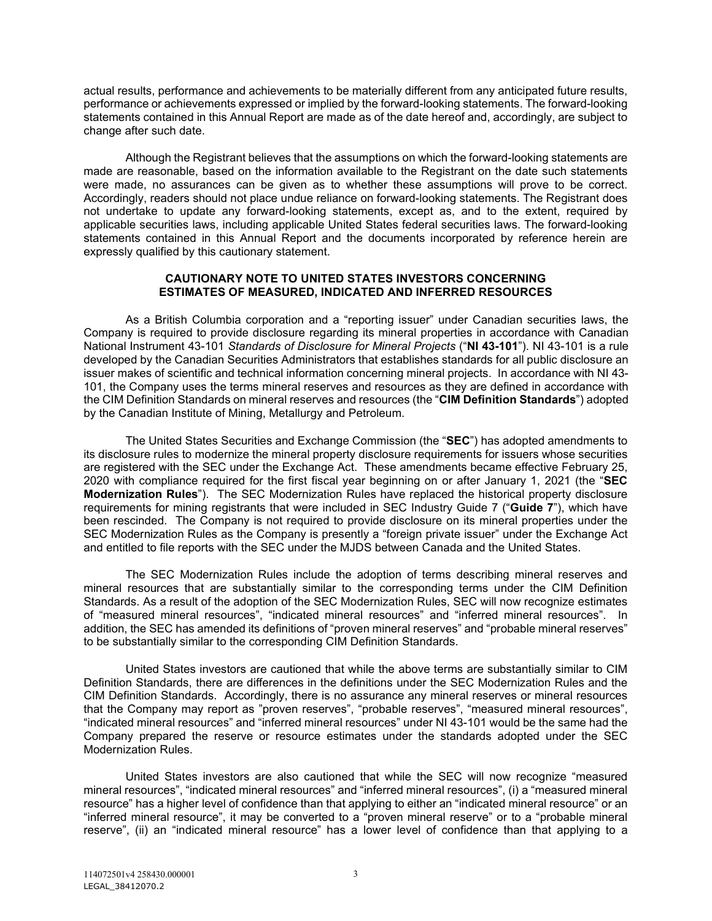actual results, performance and achievements to be materially different from any anticipated future results, performance or achievements expressed or implied by the forward-looking statements. The forward-looking statements contained in this Annual Report are made as of the date hereof and, accordingly, are subject to change after such date.

Although the Registrant believes that the assumptions on which the forward-looking statements are made are reasonable, based on the information available to the Registrant on the date such statements were made, no assurances can be given as to whether these assumptions will prove to be correct. Accordingly, readers should not place undue reliance on forward-looking statements. The Registrant does not undertake to update any forward-looking statements, except as, and to the extent, required by applicable securities laws, including applicable United States federal securities laws. The forward-looking statements contained in this Annual Report and the documents incorporated by reference herein are expressly qualified by this cautionary statement.

## CAUTIONARY NOTE TO UNITED STATES INVESTORS CONCERNING ESTIMATES OF MEASURED, INDICATED AND INFERRED RESOURCES

As a British Columbia corporation and a "reporting issuer" under Canadian securities laws, the Company is required to provide disclosure regarding its mineral properties in accordance with Canadian National Instrument 43-101 *Standards of Disclosure for Mineral Projects* ("**NI 43-101**"). NI 43-101 is a rule developed by the Canadian Securities Administrators that establishes standards for all public disclosure an issuer makes of scientific and technical information concerning mineral projects. In accordance with NI 43-101, the Company uses the terms mineral reserves and resources as they are defined in accordance with the CIM Definition Standards on mineral reserves and resources (the "**CIM Definition Standards**") adopted by the Canadian Institute of Mining, Metallurgy and Petroleum.

The United States Securities and Exchange Commission (the "**SEC**") has adopted amendments to its disclosure rules to modernize the mineral property disclosure requirements for issuers whose securities are registered with the SEC under the Exchange Act. These amendments became effective February 25, 2020 with compliance required for the first fiscal year beginning on or after January 1, 2021 (the "**SEC Modernization Rules**"). The SEC Modernization Rules have replaced the historical property disclosure requirements for mining registrants that were included in SEC Industry Guide 7 ("**Guide 7**"), which have been rescinded. The Company is not required to provide disclosure on its mineral properties under the SEC Modernization Rules as the Company is presently a "foreign private issuer" under the Exchange Act and entitled to file reports with the SEC under the MJDS between Canada and the United States.

The SEC Modernization Rules include the adoption of terms describing mineral reserves and mineral resources that are substantially similar to the corresponding terms under the CIM Definition Standards. As a result of the adoption of the SEC Modernization Rules, SEC will now recognize estimates of "measured mineral resources", "indicated mineral resources" and "inferred mineral resources". In addition, the SEC has amended its definitions of "proven mineral reserves" and "probable mineral reserves" to be substantially similar to the corresponding CIM Definition Standards.

United States investors are cautioned that while the above terms are substantially similar to CIM Definition Standards, there are differences in the definitions under the SEC Modernization Rules and the CIM Definition Standards. Accordingly, there is no assurance any mineral reserves or mineral resources that the Company may report as "proven reserves", "probable reserves", "measured mineral resources", "indicated mineral resources" and "inferred mineral resources" under NI 43-101 would be the same had the Company prepared the reserve or resource estimates under the standards adopted under the SEC Modernization Rules.

United States investors are also cautioned that while the SEC will now recognize "measured mineral resources", "indicated mineral resources" and "inferred mineral resources", (i) a "measured mineral resource" has a higher level of confidence than that applying to either an "indicated mineral resource" or an "inferred mineral resource", it may be converted to a "proven mineral reserve" or to a "probable mineral reserve", (ii) an "indicated mineral resource" has a lower level of confidence than that applying to a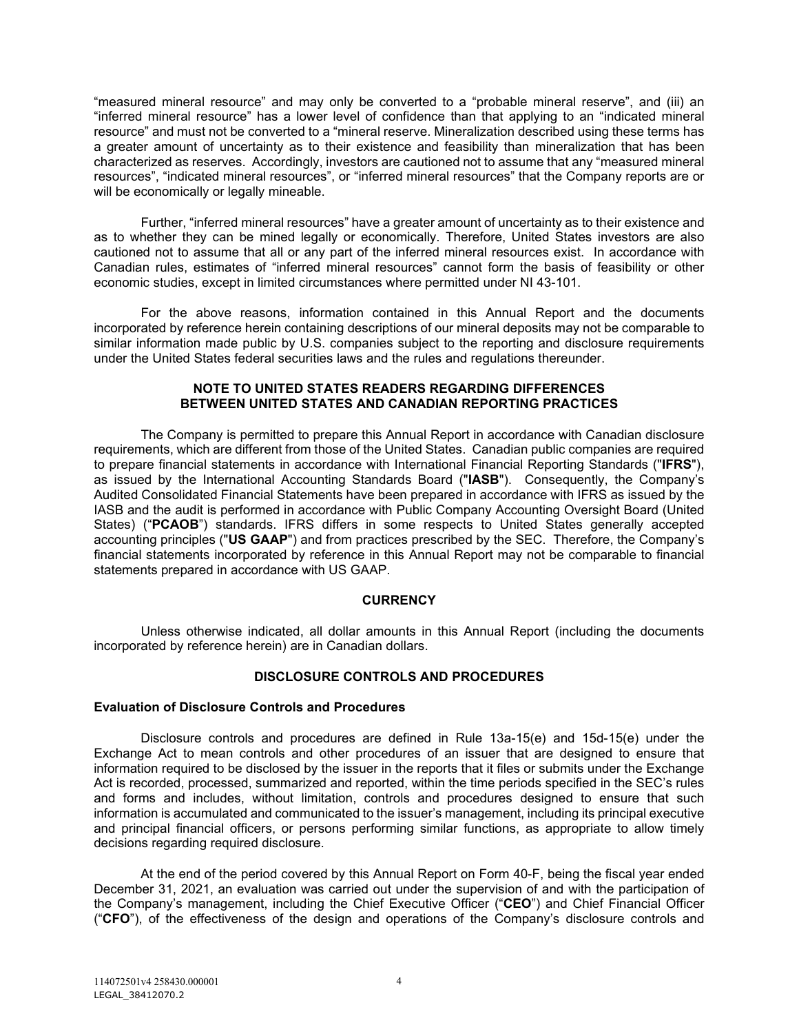"measured mineral resource" and may only be converted to a "probable mineral reserve", and (iii) an "inferred mineral resource" has a lower level of confidence than that applying to an "indicated mineral resource" and must not be converted to a "mineral reserve. Mineralization described using these terms has a greater amount of uncertainty as to their existence and feasibility than mineralization that has been characterized as reserves. Accordingly, investors are cautioned not to assume that any "measured mineral resources", "indicated mineral resources", or "inferred mineral resources" that the Company reports are or will be economically or legally mineable.

Further, "inferred mineral resources" have a greater amount of uncertainty as to their existence and as to whether they can be mined legally or economically. Therefore, United States investors are also cautioned not to assume that all or any part of the inferred mineral resources exist. In accordance with Canadian rules, estimates of "inferred mineral resources" cannot form the basis of feasibility or other economic studies, except in limited circumstances where permitted under NI 43-101.

For the above reasons, information contained in this Annual Report and the documents incorporated by reference herein containing descriptions of our mineral deposits may not be comparable to similar information made public by U.S. companies subject to the reporting and disclosure requirements under the United States federal securities laws and the rules and regulations thereunder.

## NOTE TO UNITED STATES READERS REGARDING DIFFERENCES BETWEEN UNITED STATES AND CANADIAN REPORTING PRACTICES

The Company is permitted to prepare this Annual Report in accordance with Canadian disclosure requirements, which are different from those of the United States. Canadian public companies are required to prepare financial statements in accordance with International Financial Reporting Standards ("**IFRS**"), as issued by the International Accounting Standards Board ("**IASB**"). Consequently, the Company's Audited Consolidated Financial Statements have been prepared in accordance with IFRS as issued by the IASB and the audit is performed in accordance with Public Company Accounting Oversight Board (United States) ("**PCAOB**") standards. IFRS differs in some respects to United States generally accepted accounting principles ("**US GAAP**") and from practices prescribed by the SEC. Therefore, the Company's financial statements incorporated by reference in this Annual Report may not be comparable to financial statements prepared in accordance with US GAAP.

## CURRENCY

Unless otherwise indicated, all dollar amounts in this Annual Report (including the documents incorporated by reference herein) are in Canadian dollars.

## DISCLOSURE CONTROLS AND PROCEDURES

### Evaluation of Disclosure Controls and Procedures

Disclosure controls and procedures are defined in Rule 13a-15(e) and 15d-15(e) under the Exchange Act to mean controls and other procedures of an issuer that are designed to ensure that information required to be disclosed by the issuer in the reports that it files or submits under the Exchange Act is recorded, processed, summarized and reported, within the time periods specified in the SEC's rules and forms and includes, without limitation, controls and procedures designed to ensure that such information is accumulated and communicated to the issuer's management, including its principal executive and principal financial officers, or persons performing similar functions, as appropriate to allow timely decisions regarding required disclosure.

At the end of the period covered by this Annual Report on Form 40-F, being the fiscal year ended December 31, 2021, an evaluation was carried out under the supervision of and with the participation of the Company's management, including the Chief Executive Officer ("**CEO**") and Chief Financial Officer ("**CFO**"), of the effectiveness of the design and operations of the Company's disclosure controls and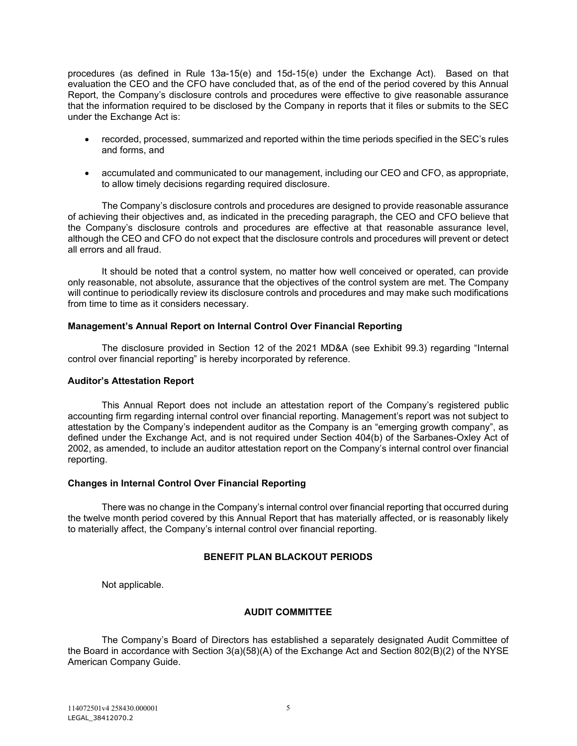procedures (as defined in Rule 13a-15(e) and 15d-15(e) under the Exchange Act). Based on that evaluation the CEO and the CFO have concluded that, as of the end of the period covered by this Annual Report, the Company's disclosure controls and procedures were effective to give reasonable assurance that the information required to be disclosed by the Company in reports that it files or submits to the SEC under the Exchange Act is:

- recorded, processed, summarized and reported within the time periods specified in the SEC's rules and forms, and
- accumulated and communicated to our management, including our CEO and CFO, as appropriate, to allow timely decisions regarding required disclosure.

The Company's disclosure controls and procedures are designed to provide reasonable assurance of achieving their objectives and, as indicated in the preceding paragraph, the CEO and CFO believe that the Company's disclosure controls and procedures are effective at that reasonable assurance level, although the CEO and CFO do not expect that the disclosure controls and procedures will prevent or detect all errors and all fraud.

It should be noted that a control system, no matter how well conceived or operated, can provide only reasonable, not absolute, assurance that the objectives of the control system are met. The Company will continue to periodically review its disclosure controls and procedures and may make such modifications from time to time as it considers necessary.

**Management's Annual Report on Internal Control Over Financial Reporting**

The disclosure provided in Section 12 of the 2021 MD&A (see Exhibit 99.3) regarding "Internal control over financial reporting" is hereby incorporated by reference.

**Auditor's Attestation Report**

This Annual Report does not include an attestation report of the Company's registered public accounting firm regarding internal control over financial reporting. Management's report was not subject to attestation by the Company's independent auditor as the Company is an "emerging growth company", as defined under the Exchange Act, and is not required under Section 404(b) of the Sarbanes-Oxley Act of 2002, as amended, to include an auditor attestation report on the Company's internal control over financial reporting.

**Changes in Internal Control Over Financial Reporting**

There was no change in the Company's internal control over financial reporting that occurred during the twelve month period covered by this Annual Report that has materially affected, or is reasonably likely to materially affect, the Company's internal control over financial reporting.

## BENEFIT PLAN BLACKOUT PERIODS

Not applicable.

## AUDIT COMMITTEE

The Company's Board of Directors has established a separately designated Audit Committee of the Board in accordance with Section 3(a)(58)(A) of the Exchange Act and Section 802(B)(2) of the NYSE American Company Guide.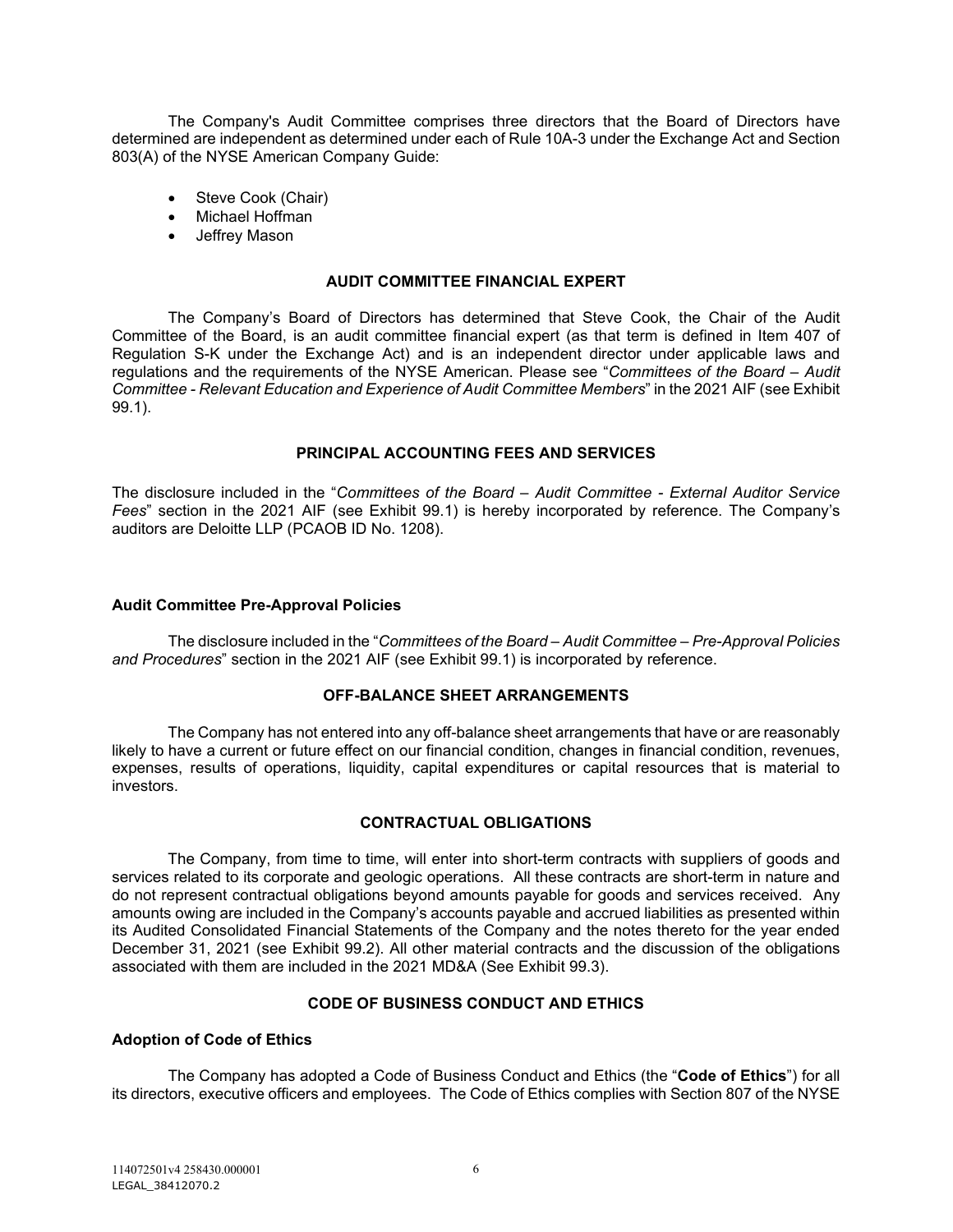The Company's Audit Committee comprises three directors that the Board of Directors have determined are independent as determined under each of Rule 10A-3 under the Exchange Act and Section 803(A) of the NYSE American Company Guide:

- Steve Cook (Chair)
- Michael Hoffman
- Jeffrey Mason

## AUDIT COMMITTEE FINANCIAL EXPERT

The Company's Board of Directors has determined that Steve Cook, the Chair of the Audit Committee of the Board, is an audit committee financial expert (as that term is defined in Item 407 of Regulation S-K under the Exchange Act) and is an independent director under applicable laws and regulations and the requirements of the NYSE American. Please see "*Committees of the Board – Audit Committee - Relevant Education and Experience of Audit Committee Members*" in the 2021 AIF (see Exhibit 99.1).

## PRINCIPAL ACCOUNTING FEES AND SERVICES

The disclosure included in the "*Committees of the Board – Audit Committee - External Auditor Service Fees*" section in the 2021 AIF (see Exhibit 99.1) is hereby incorporated by reference. The Company's auditors are Deloitte LLP (PCAOB ID No. 1208).

### Audit Committee Pre-Approval Policies

The disclosure included in the "*Committees of the Board – Audit Committee – Pre-Approval Policies and Procedures*" section in the 2021 AIF (see Exhibit 99.1) is incorporated by reference.

## OFF-BALANCE SHEET ARRANGEMENTS

The Company has not entered into any off-balance sheet arrangements that have or are reasonably likely to have a current or future effect on our financial condition, changes in financial condition, revenues, expenses, results of operations, liquidity, capital expenditures or capital resources that is material to investors.

## CONTRACTUAL OBLIGATIONS

The Company, from time to time, will enter into short-term contracts with suppliers of goods and services related to its corporate and geologic operations. All these contracts are short-term in nature and do not represent contractual obligations beyond amounts payable for goods and services received. Any amounts owing are included in the Company's accounts payable and accrued liabilities as presented within its Audited Consolidated Financial Statements of the Company and the notes thereto for the year ended December 31, 2021 (see Exhibit 99.2). All other material contracts and the discussion of the obligations associated with them are included in the 2021 MD&A (See Exhibit 99.3).

## CODE OF BUSINESS CONDUCT AND ETHICS

### Adoption of Code of Ethics

The Company has adopted a Code of Business Conduct and Ethics (the "**Code of Ethics**") for all its directors, executive officers and employees. The Code of Ethics complies with Section 807 of the NYSE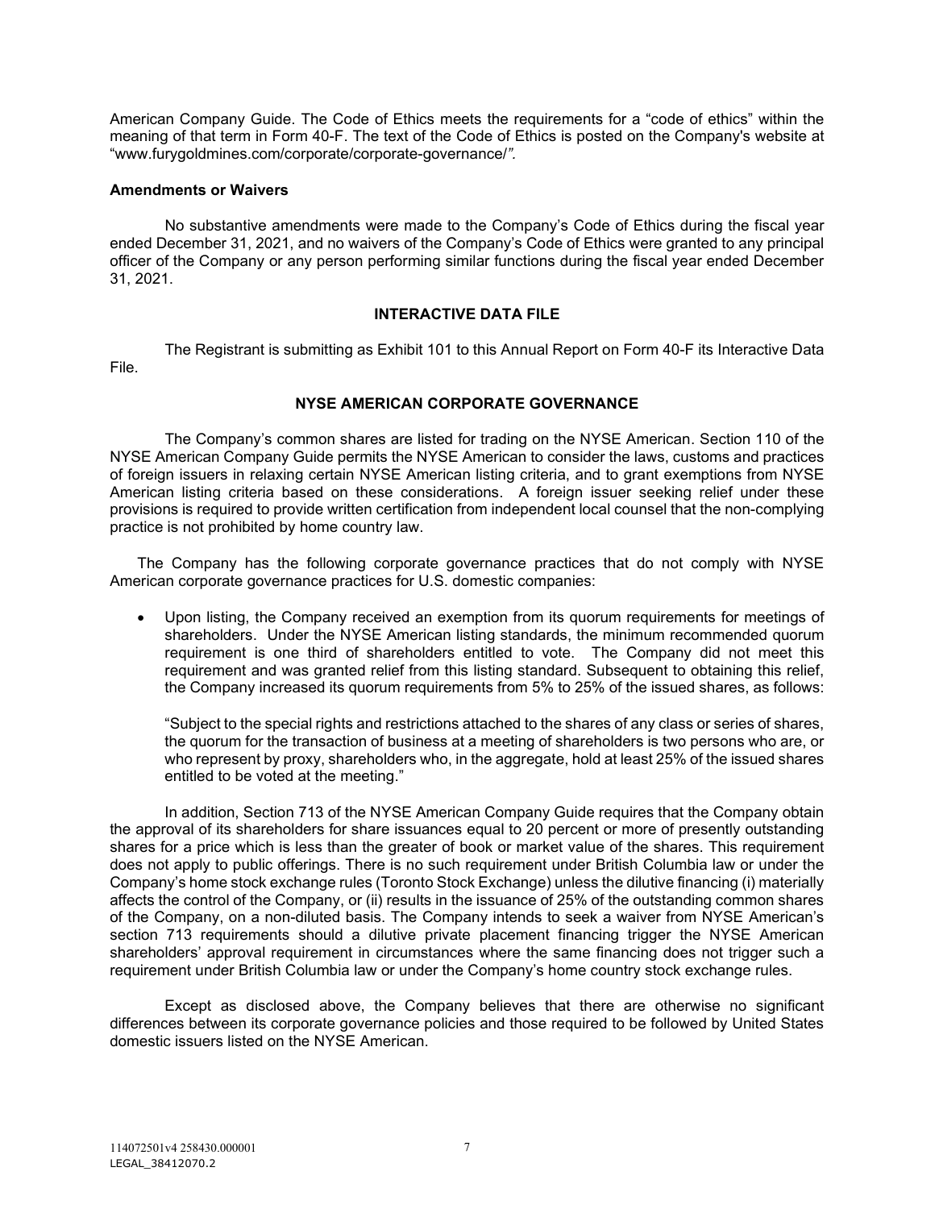American Company Guide. The Code of Ethics meets the requirements for a "code of ethics" within the meaning of that term in Form 40-F. The text of the Code of Ethics is posted on the Company's website at "www.furygoldmines.com/corporate/corporate-governance/*".*

**Amendments or Waivers**

No substantive amendments were made to the Company's Code of Ethics during the fiscal year ended December 31, 2021, and no waivers of the Company's Code of Ethics were granted to any principal officer of the Company or any person performing similar functions during the fiscal year ended December 31, 2021.

## INTERACTIVE DATA FILE

The Registrant is submitting as Exhibit 101 to this Annual Report on Form 40-F its Interactive Data File.

## NYSE AMERICAN CORPORATE GOVERNANCE

The Company's common shares are listed for trading on the NYSE American. Section 110 of the NYSE American Company Guide permits the NYSE American to consider the laws, customs and practices of foreign issuers in relaxing certain NYSE American listing criteria, and to grant exemptions from NYSE American listing criteria based on these considerations. A foreign issuer seeking relief under these provisions is required to provide written certification from independent local counsel that the non-complying practice is not prohibited by home country law.

The Company has the following corporate governance practices that do not comply with NYSE American corporate governance practices for U.S. domestic companies:

- Upon listing, the Company received an exemption from its quorum requirements for meetings of shareholders. Under the NYSE American listing standards, the minimum recommended quorum requirement is one third of shareholders entitled to vote. The Company did not meet this requirement and was granted relief from this listing standard. Subsequent to obtaining this relief, the Company increased its quorum requirements from 5% to 25% of the issued shares, as follows:

  "Subject to the special rights and restrictions attached to the shares of any class or series of shares, the quorum for the transaction of business at a meeting of shareholders is two persons who are, or who represent by proxy, shareholders who, in the aggregate, hold at least 25% of the issued shares entitled to be voted at the meeting."

In addition, Section 713 of the NYSE American Company Guide requires that the Company obtain the approval of its shareholders for share issuances equal to 20 percent or more of presently outstanding shares for a price which is less than the greater of book or market value of the shares. This requirement does not apply to public offerings. There is no such requirement under British Columbia law or under the Company's home stock exchange rules (Toronto Stock Exchange) unless the dilutive financing (i) materially affects the control of the Company, or (ii) results in the issuance of 25% of the outstanding common shares of the Company, on a non-diluted basis. The Company intends to seek a waiver from NYSE American's section 713 requirements should a dilutive private placement financing trigger the NYSE American shareholders' approval requirement in circumstances where the same financing does not trigger such a requirement under British Columbia law or under the Company's home country stock exchange rules.

Except as disclosed above, the Company believes that there are otherwise no significant differences between its corporate governance policies and those required to be followed by United States domestic issuers listed on the NYSE American.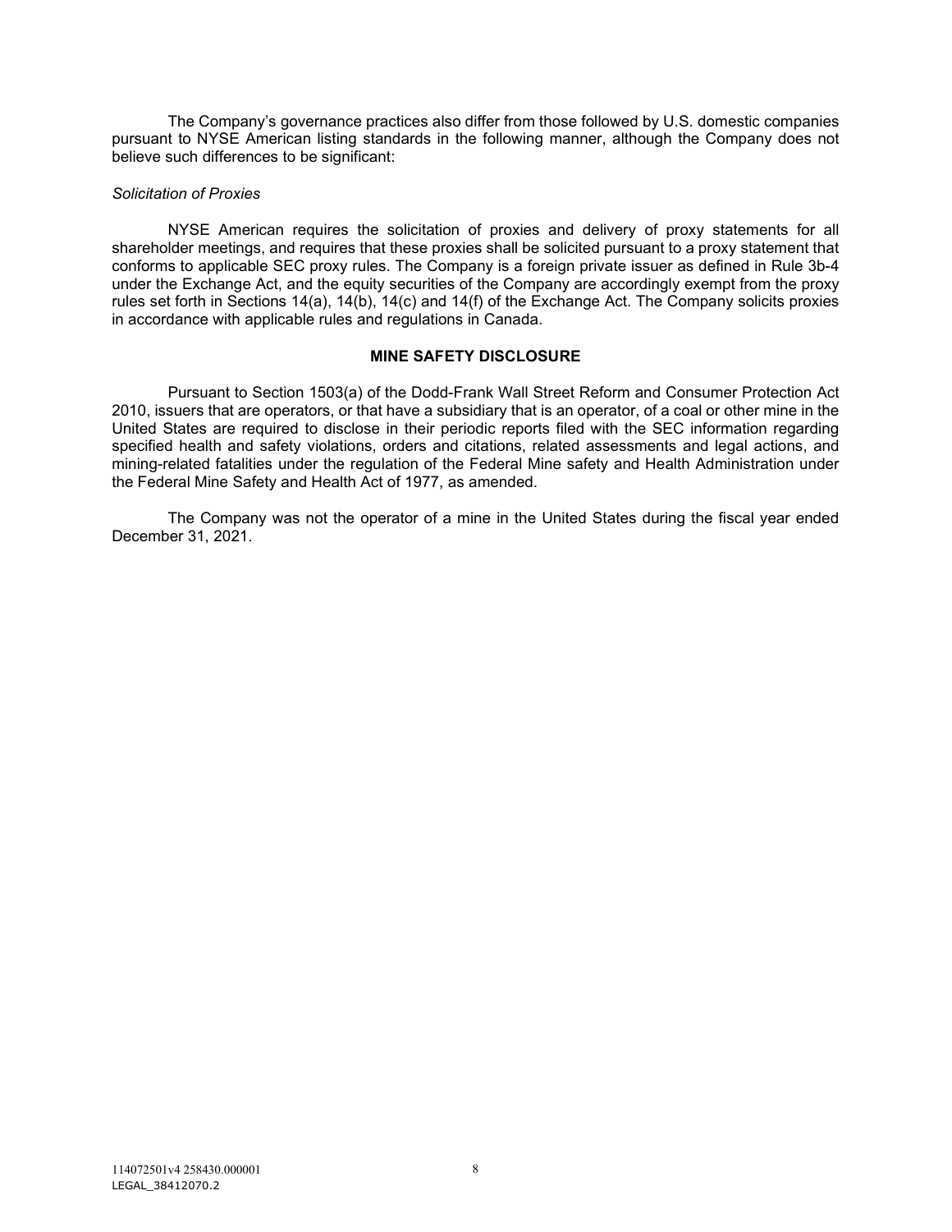The Company's governance practices also differ from those followed by U.S. domestic companies pursuant to NYSE American listing standards in the following manner, although the Company does not believe such differences to be significant:

*Solicitation of Proxies*

NYSE American requires the solicitation of proxies and delivery of proxy statements for all shareholder meetings, and requires that these proxies shall be solicited pursuant to a proxy statement that conforms to applicable SEC proxy rules. The Company is a foreign private issuer as defined in Rule 3b-4 under the Exchange Act, and the equity securities of the Company are accordingly exempt from the proxy rules set forth in Sections 14(a), 14(b), 14(c) and 14(f) of the Exchange Act. The Company solicits proxies in accordance with applicable rules and regulations in Canada.

## MINE SAFETY DISCLOSURE

Pursuant to Section 1503(a) of the Dodd-Frank Wall Street Reform and Consumer Protection Act 2010, issuers that are operators, or that have a subsidiary that is an operator, of a coal or other mine in the United States are required to disclose in their periodic reports filed with the SEC information regarding specified health and safety violations, orders and citations, related assessments and legal actions, and mining-related fatalities under the regulation of the Federal Mine safety and Health Administration under the Federal Mine Safety and Health Act of 1977, as amended.

The Company was not the operator of a mine in the United States during the fiscal year ended December 31, 2021.

114072501v4 258430.000001
LEGAL_38412070.2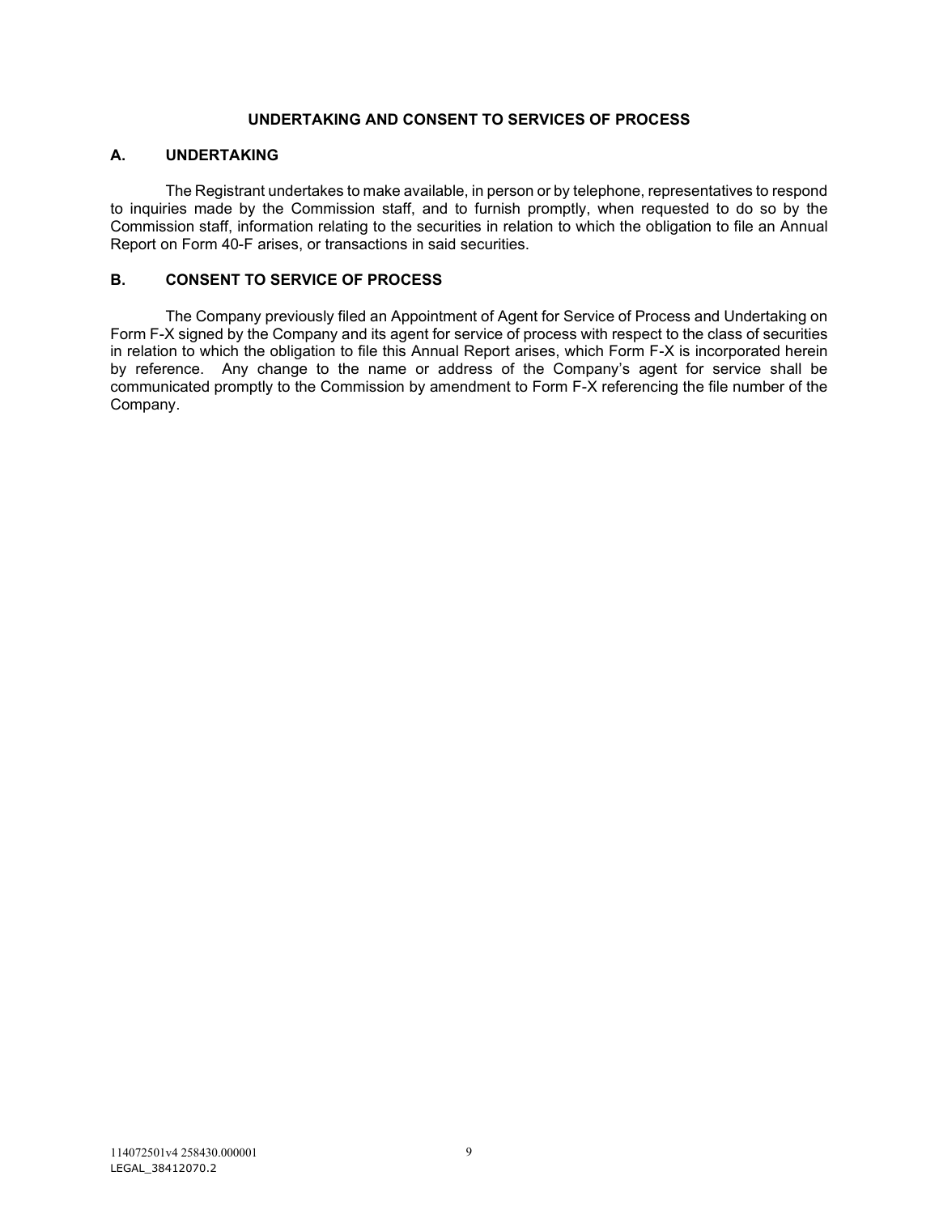## UNDERTAKING AND CONSENT TO SERVICES OF PROCESS

### A. UNDERTAKING

The Registrant undertakes to make available, in person or by telephone, representatives to respond to inquiries made by the Commission staff, and to furnish promptly, when requested to do so by the Commission staff, information relating to the securities in relation to which the obligation to file an Annual Report on Form 40-F arises, or transactions in said securities.

### B. CONSENT TO SERVICE OF PROCESS

The Company previously filed an Appointment of Agent for Service of Process and Undertaking on Form F-X signed by the Company and its agent for service of process with respect to the class of securities in relation to which the obligation to file this Annual Report arises, which Form F-X is incorporated herein by reference. Any change to the name or address of the Company's agent for service shall be communicated promptly to the Commission by amendment to Form F-X referencing the file number of the Company.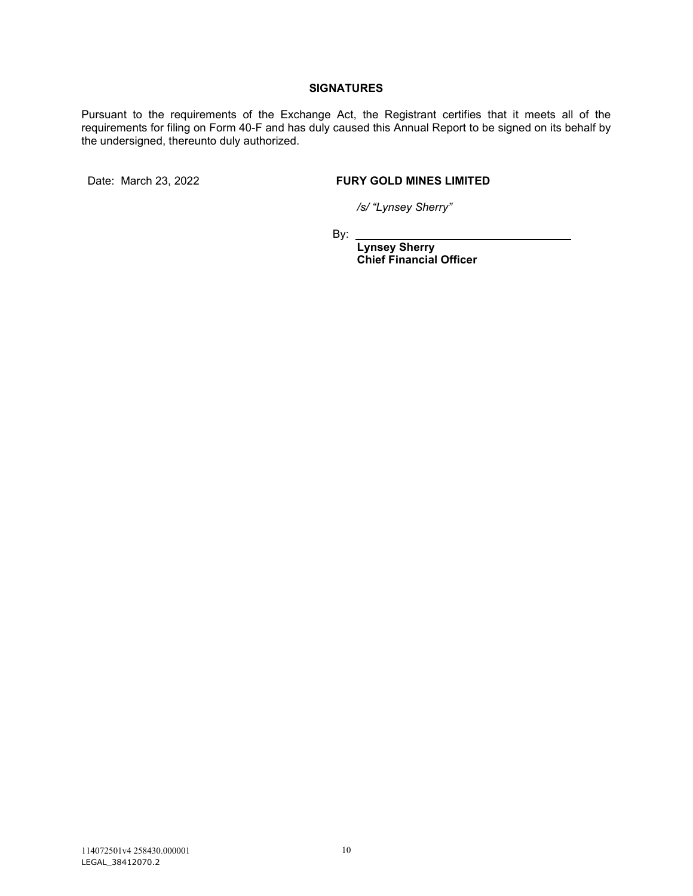## SIGNATURES

Pursuant to the requirements of the Exchange Act, the Registrant certifies that it meets all of the requirements for filing on Form 40-F and has duly caused this Annual Report to be signed on its behalf by the undersigned, thereunto duly authorized.

Date: March 23, 2022

**FURY GOLD MINES LIMITED**

*/s/ "Lynsey Sherry"*

By: ____________________________________

**Lynsey Sherry**
**Chief Financial Officer**

114072501v4 258430.000001
LEGAL_38412070.2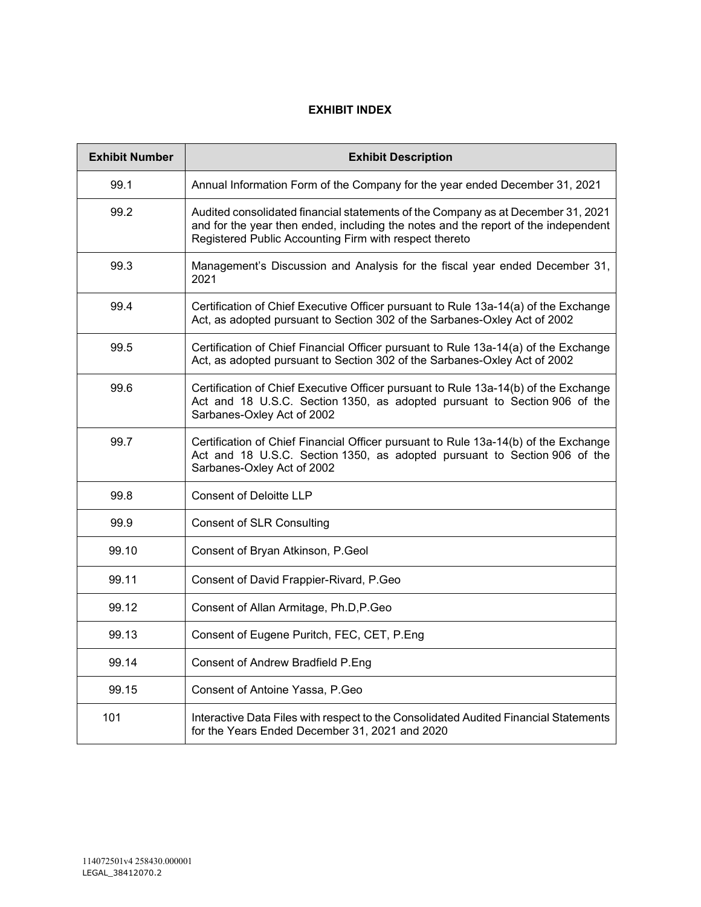**EXHIBIT INDEX**

| Exhibit Number | Exhibit Description |
|---|---|
| 99.1 | Annual Information Form of the Company for the year ended December 31, 2021 |
| 99.2 | Audited consolidated financial statements of the Company as at December 31, 2021 and for the year then ended, including the notes and the report of the independent Registered Public Accounting Firm with respect thereto |
| 99.3 | Management's Discussion and Analysis for the fiscal year ended December 31, 2021 |
| 99.4 | Certification of Chief Executive Officer pursuant to Rule 13a-14(a) of the Exchange Act, as adopted pursuant to Section 302 of the Sarbanes-Oxley Act of 2002 |
| 99.5 | Certification of Chief Financial Officer pursuant to Rule 13a-14(a) of the Exchange Act, as adopted pursuant to Section 302 of the Sarbanes-Oxley Act of 2002 |
| 99.6 | Certification of Chief Executive Officer pursuant to Rule 13a-14(b) of the Exchange Act and 18 U.S.C. Section 1350, as adopted pursuant to Section 906 of the Sarbanes-Oxley Act of 2002 |
| 99.7 | Certification of Chief Financial Officer pursuant to Rule 13a-14(b) of the Exchange Act and 18 U.S.C. Section 1350, as adopted pursuant to Section 906 of the Sarbanes-Oxley Act of 2002 |
| 99.8 | Consent of Deloitte LLP |
| 99.9 | Consent of SLR Consulting |
| 99.10 | Consent of Bryan Atkinson, P.Geol |
| 99.11 | Consent of David Frappier-Rivard, P.Geo |
| 99.12 | Consent of Allan Armitage, Ph.D,P.Geo |
| 99.13 | Consent of Eugene Puritch, FEC, CET, P.Eng |
| 99.14 | Consent of Andrew Bradfield P.Eng |
| 99.15 | Consent of Antoine Yassa, P.Geo |
| 101 | Interactive Data Files with respect to the Consolidated Audited Financial Statements for the Years Ended December 31, 2021 and 2020 |

114072501v4 258430.000001
LEGAL_38412070.2